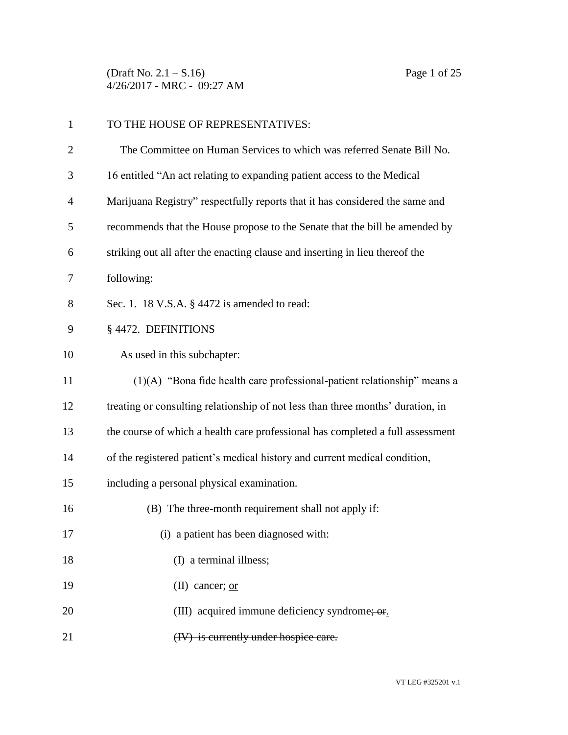TO THE HOUSE OF REPRESENTATIVES:

The Committee on Human Services to which was referred Senate Bill No. 16 entitled "An act relating to expanding patient access to the Medical Marijuana Registry" respectfully reports that it has considered the same and recommends that the House propose to the Senate that the bill be amended by striking out all after the enacting clause and inserting in lieu thereof the following:

Sec. 1. 18 V.S.A. § 4472 is amended to read:

§ 4472. DEFINITIONS

As used in this subchapter:

(1)(A) "Bona fide health care professional-patient relationship" means a treating or consulting relationship of not less than three months' duration, in the course of which a health care professional has completed a full assessment of the registered patient's medical history and current medical condition, including a personal physical examination.

(B) The three-month requirement shall not apply if:

(i) a patient has been diagnosed with:

(I) a terminal illness;

(II) cancer; <u>or</u>

(III) acquired immune deficiency syndrome~~; or~~<u>.</u>

~~(IV) is currently under hospice care.~~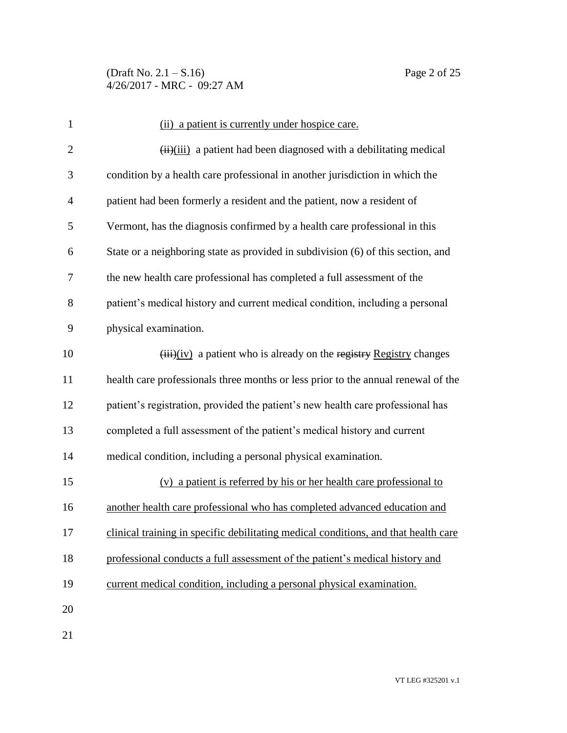(ii) a patient is currently under hospice care.

~~(ii)~~(iii) a patient had been diagnosed with a debilitating medical condition by a health care professional in another jurisdiction in which the patient had been formerly a resident and the patient, now a resident of Vermont, has the diagnosis confirmed by a health care professional in this State or a neighboring state as provided in subdivision (6) of this section, and the new health care professional has completed a full assessment of the patient's medical history and current medical condition, including a personal physical examination.

~~(iii)~~(iv) a patient who is already on the ~~registry~~ Registry changes health care professionals three months or less prior to the annual renewal of the patient's registration, provided the patient's new health care professional has completed a full assessment of the patient's medical history and current medical condition, including a personal physical examination.

(v) a patient is referred by his or her health care professional to another health care professional who has completed advanced education and clinical training in specific debilitating medical conditions, and that health care professional conducts a full assessment of the patient's medical history and current medical condition, including a personal physical examination.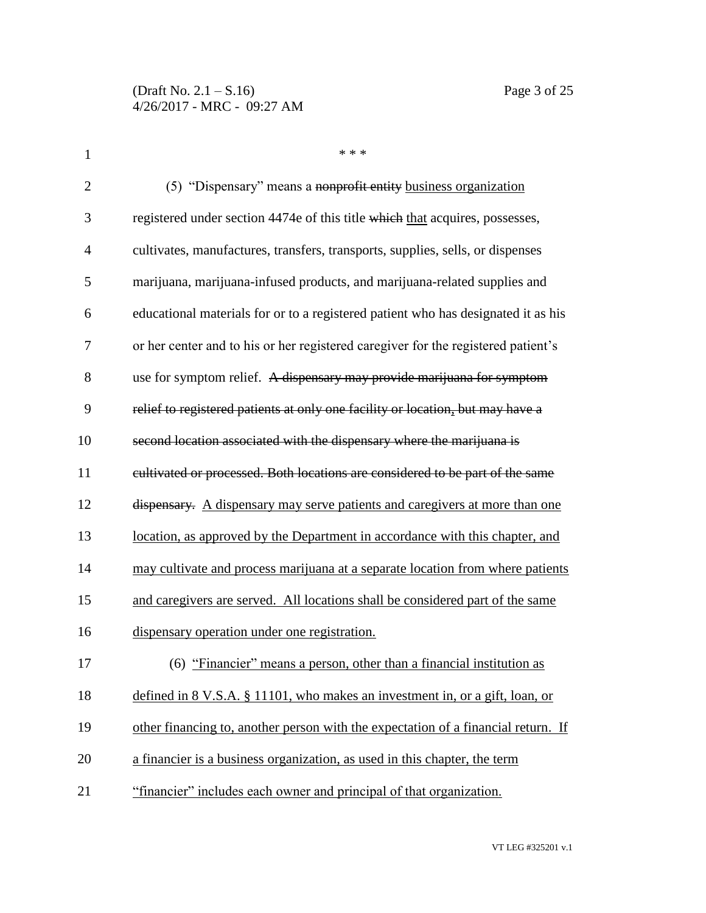\* \* \*

(5) "Dispensary" means a ~~nonprofit entity~~ <u>business organization</u> registered under section 4474e of this title ~~which~~ <u>that</u> acquires, possesses, cultivates, manufactures, transfers, transports, supplies, sells, or dispenses marijuana, marijuana-infused products, and marijuana-related supplies and educational materials for or to a registered patient who has designated it as his or her center and to his or her registered caregiver for the registered patient's use for symptom relief. ~~A dispensary may provide marijuana for symptom relief to registered patients at only one facility or location, but may have a second location associated with the dispensary where the marijuana is cultivated or processed. Both locations are considered to be part of the same dispensary.~~ <u>A dispensary may serve patients and caregivers at more than one location, as approved by the Department in accordance with this chapter, and may cultivate and process marijuana at a separate location from where patients and caregivers are served. All locations shall be considered part of the same dispensary operation under one registration.</u>

(6) <u>"Financier" means a person, other than a financial institution as defined in 8 V.S.A. § 11101, who makes an investment in, or a gift, loan, or other financing to, another person with the expectation of a financial return. If a financier is a business organization, as used in this chapter, the term "financier" includes each owner and principal of that organization.</u>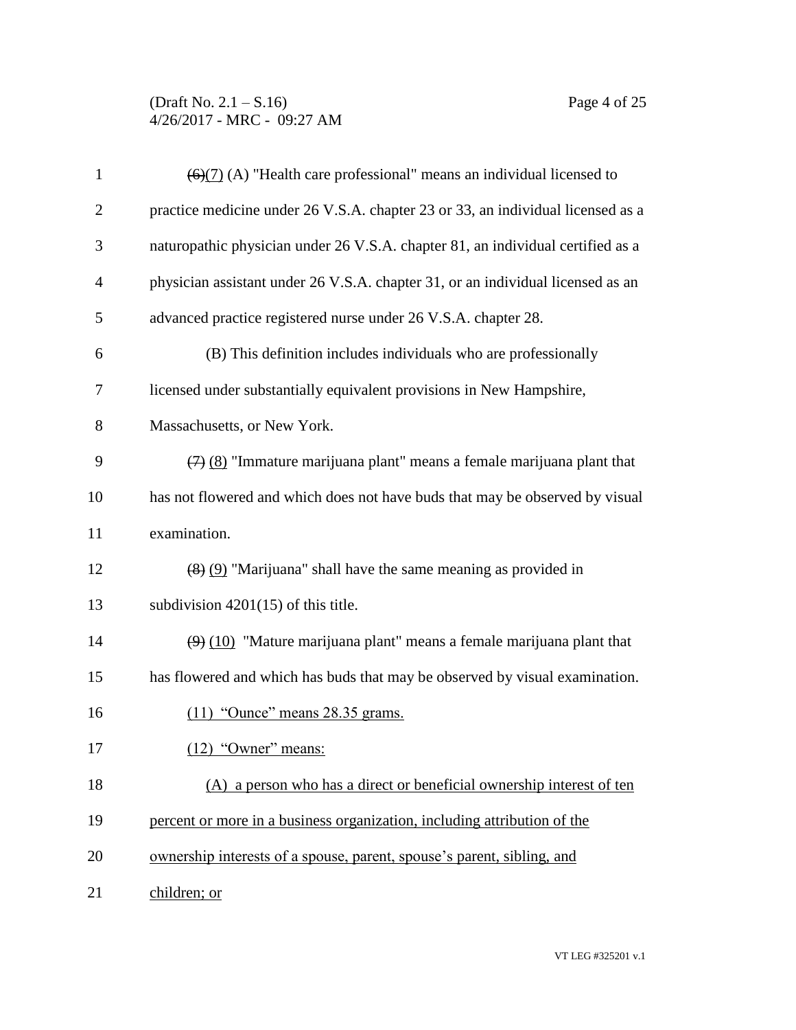~~(6)~~(7) (A) "Health care professional" means an individual licensed to practice medicine under 26 V.S.A. chapter 23 or 33, an individual licensed as a naturopathic physician under 26 V.S.A. chapter 81, an individual certified as a physician assistant under 26 V.S.A. chapter 31, or an individual licensed as an advanced practice registered nurse under 26 V.S.A. chapter 28.

(B) This definition includes individuals who are professionally licensed under substantially equivalent provisions in New Hampshire, Massachusetts, or New York.

~~(7)~~ (8) "Immature marijuana plant" means a female marijuana plant that has not flowered and which does not have buds that may be observed by visual examination.

~~(8)~~ (9) "Marijuana" shall have the same meaning as provided in subdivision 4201(15) of this title.

~~(9)~~ (10) "Mature marijuana plant" means a female marijuana plant that has flowered and which has buds that may be observed by visual examination.

(11) "Ounce" means 28.35 grams.

(12) "Owner" means:

(A) a person who has a direct or beneficial ownership interest of ten percent or more in a business organization, including attribution of the ownership interests of a spouse, parent, spouse's parent, sibling, and children; or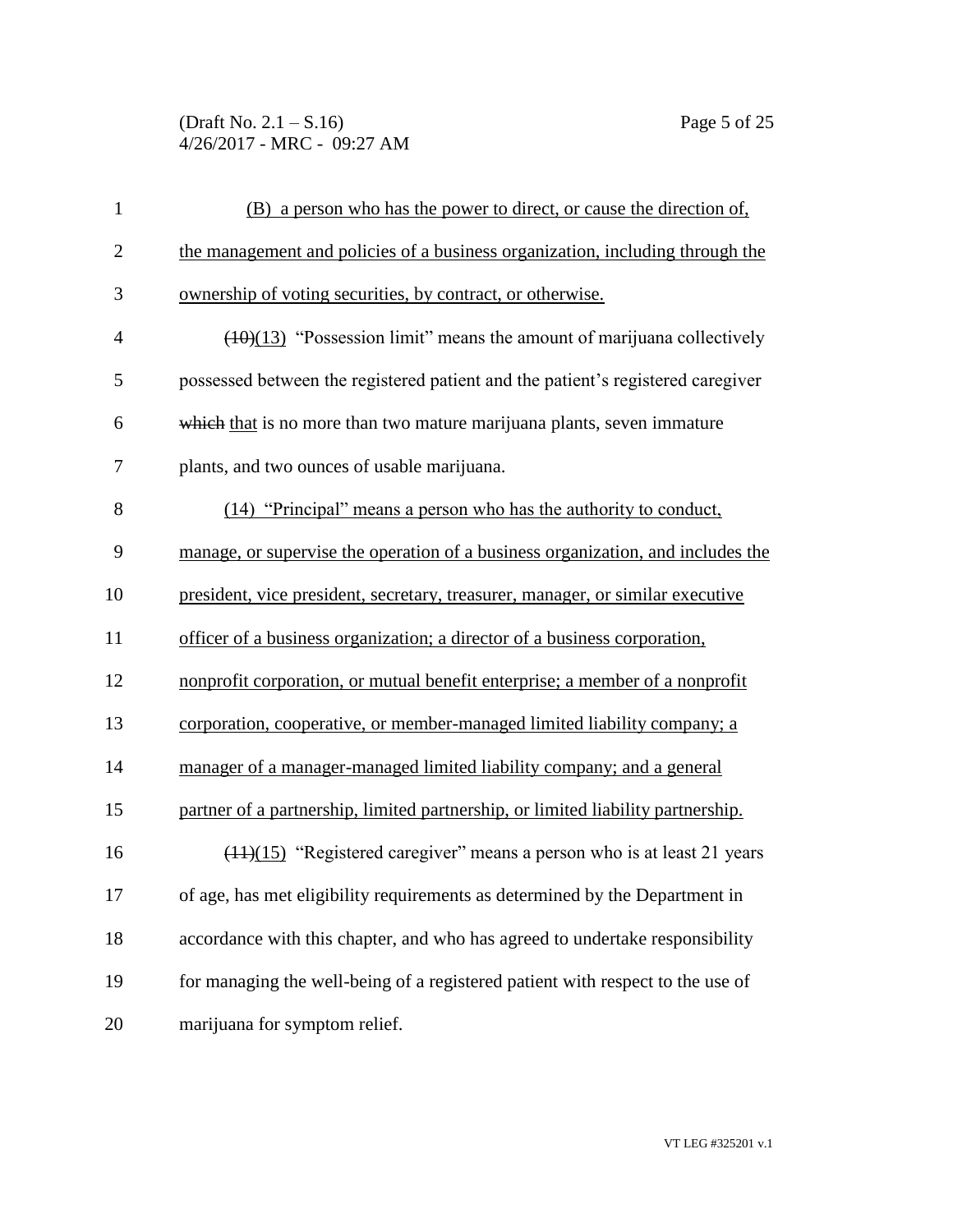(B) a person who has the power to direct, or cause the direction of, the management and policies of a business organization, including through the ownership of voting securities, by contract, or otherwise.

~~(10)~~(13) "Possession limit" means the amount of marijuana collectively possessed between the registered patient and the patient's registered caregiver ~~which~~ that is no more than two mature marijuana plants, seven immature plants, and two ounces of usable marijuana.

(14) "Principal" means a person who has the authority to conduct, manage, or supervise the operation of a business organization, and includes the president, vice president, secretary, treasurer, manager, or similar executive officer of a business organization; a director of a business corporation, nonprofit corporation, or mutual benefit enterprise; a member of a nonprofit corporation, cooperative, or member-managed limited liability company; a manager of a manager-managed limited liability company; and a general partner of a partnership, limited partnership, or limited liability partnership.

~~(11)~~(15) "Registered caregiver" means a person who is at least 21 years of age, has met eligibility requirements as determined by the Department in accordance with this chapter, and who has agreed to undertake responsibility for managing the well-being of a registered patient with respect to the use of marijuana for symptom relief.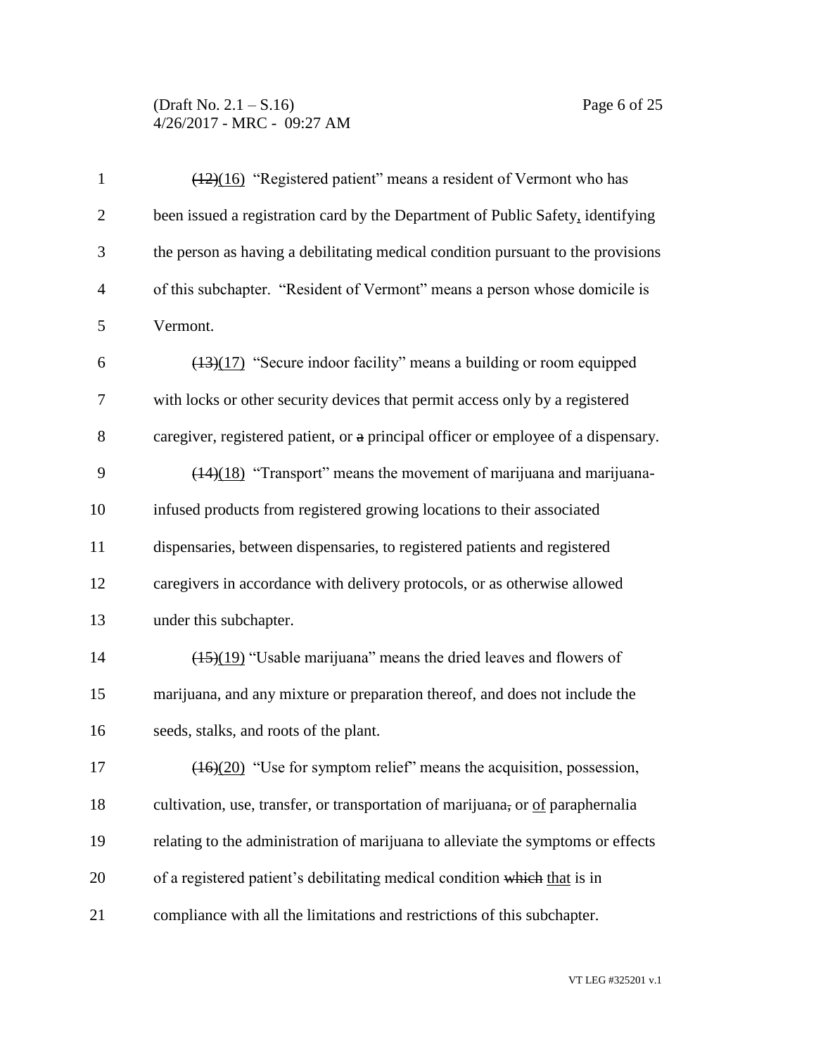~~(12)~~(16) "Registered patient" means a resident of Vermont who has been issued a registration card by the Department of Public Safety, identifying the person as having a debilitating medical condition pursuant to the provisions of this subchapter. "Resident of Vermont" means a person whose domicile is Vermont.

~~(13)~~(17) "Secure indoor facility" means a building or room equipped with locks or other security devices that permit access only by a registered caregiver, registered patient, or ~~a~~ principal officer or employee of a dispensary.

~~(14)~~(18) "Transport" means the movement of marijuana and marijuana-infused products from registered growing locations to their associated dispensaries, between dispensaries, to registered patients and registered caregivers in accordance with delivery protocols, or as otherwise allowed under this subchapter.

~~(15)~~(19) "Usable marijuana" means the dried leaves and flowers of marijuana, and any mixture or preparation thereof, and does not include the seeds, stalks, and roots of the plant.

~~(16)~~(20) "Use for symptom relief" means the acquisition, possession, cultivation, use, transfer, or transportation of marijuana~~,~~ or of paraphernalia relating to the administration of marijuana to alleviate the symptoms or effects of a registered patient's debilitating medical condition ~~which~~ that is in compliance with all the limitations and restrictions of this subchapter.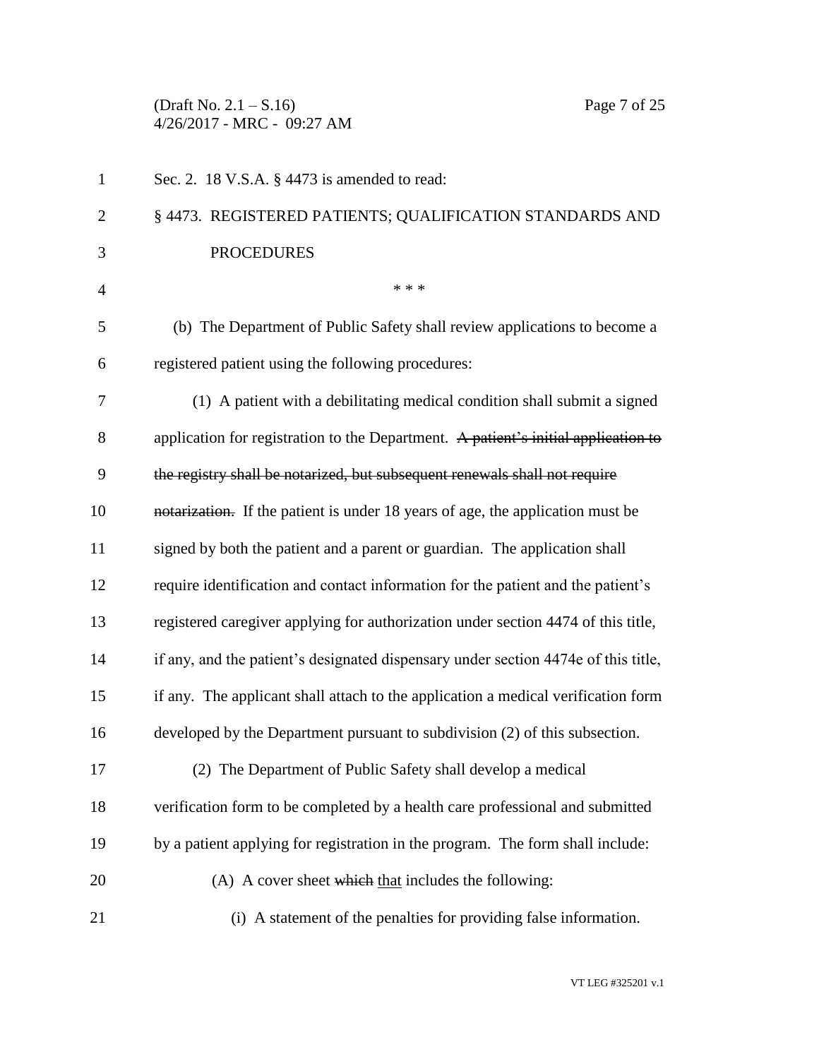Sec. 2. 18 V.S.A. § 4473 is amended to read:

§ 4473. REGISTERED PATIENTS; QUALIFICATION STANDARDS AND PROCEDURES

\* \* \*

(b) The Department of Public Safety shall review applications to become a registered patient using the following procedures:

(1) A patient with a debilitating medical condition shall submit a signed application for registration to the Department. ~~A patient's initial application to the registry shall be notarized, but subsequent renewals shall not require notarization.~~ If the patient is under 18 years of age, the application must be signed by both the patient and a parent or guardian. The application shall require identification and contact information for the patient and the patient's registered caregiver applying for authorization under section 4474 of this title, if any, and the patient's designated dispensary under section 4474e of this title, if any. The applicant shall attach to the application a medical verification form developed by the Department pursuant to subdivision (2) of this subsection.

(2) The Department of Public Safety shall develop a medical verification form to be completed by a health care professional and submitted by a patient applying for registration in the program. The form shall include:

(A) A cover sheet ~~which~~ <u>that</u> includes the following:

(i) A statement of the penalties for providing false information.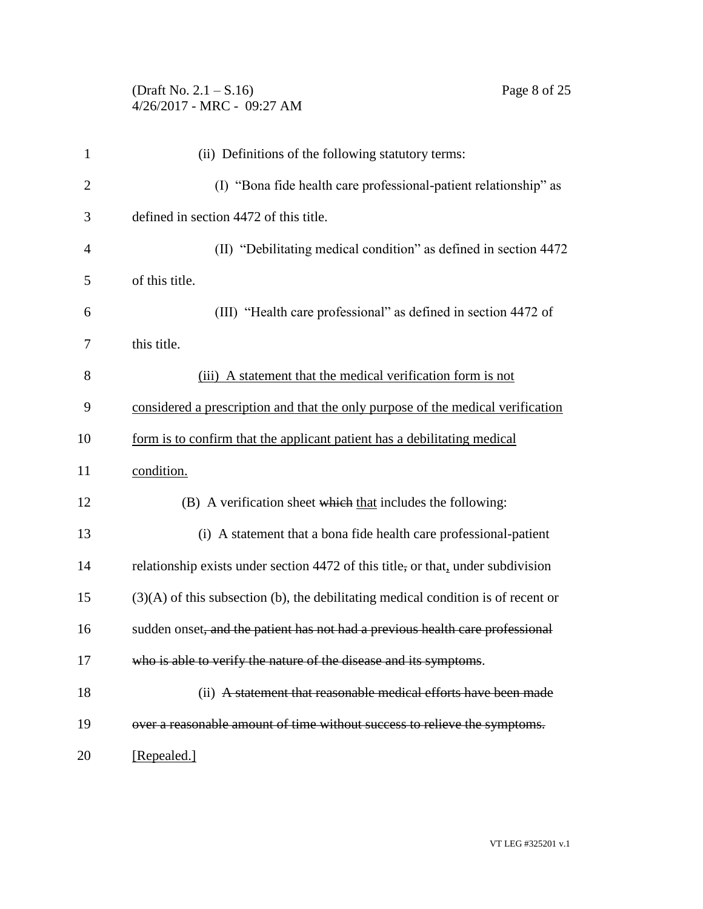(ii) Definitions of the following statutory terms:

(I) "Bona fide health care professional-patient relationship" as defined in section 4472 of this title.

(II) "Debilitating medical condition" as defined in section 4472 of this title.

(III) "Health care professional" as defined in section 4472 of this title.

<u>(iii) A statement that the medical verification form is not considered a prescription and that the only purpose of the medical verification form is to confirm that the applicant patient has a debilitating medical condition.</u>

(B) A verification sheet ~~which~~ <u>that</u> includes the following:

(i) A statement that a bona fide health care professional-patient relationship exists under section 4472 of this title~~,~~ or that<u>,</u> under subdivision (3)(A) of this subsection (b), the debilitating medical condition is of recent or sudden onset~~, and the patient has not had a previous health care professional who is able to verify the nature of the disease and its symptoms~~.

(ii) ~~A statement that reasonable medical efforts have been made over a reasonable amount of time without success to relieve the symptoms.~~ <u>[Repealed.]</u>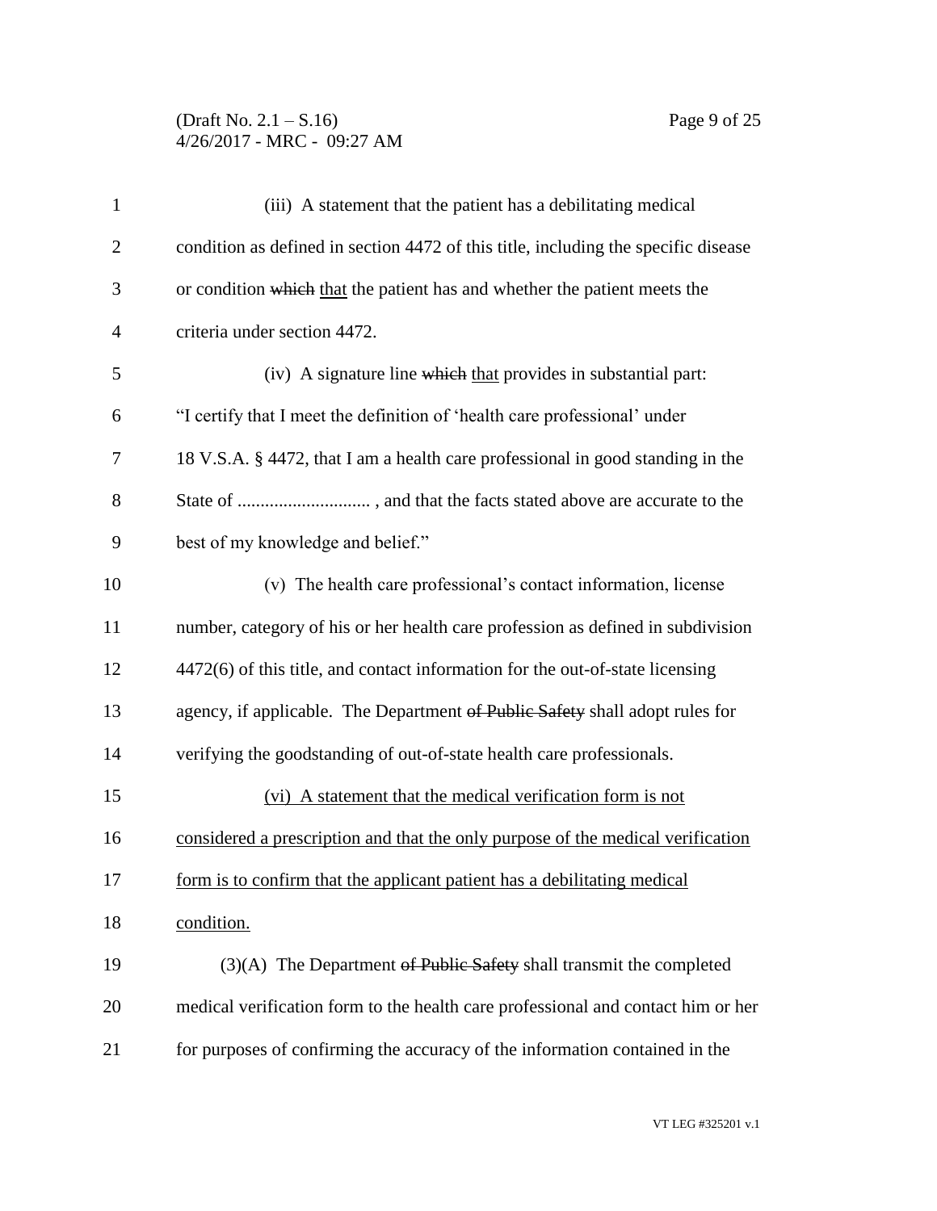(iii) A statement that the patient has a debilitating medical condition as defined in section 4472 of this title, including the specific disease or condition ~~which~~ <u>that</u> the patient has and whether the patient meets the criteria under section 4472.

(iv) A signature line ~~which~~ <u>that</u> provides in substantial part: "I certify that I meet the definition of 'health care professional' under 18 V.S.A. § 4472, that I am a health care professional in good standing in the State of ............................ , and that the facts stated above are accurate to the best of my knowledge and belief."

(v) The health care professional's contact information, license number, category of his or her health care profession as defined in subdivision 4472(6) of this title, and contact information for the out-of-state licensing agency, if applicable. The Department ~~of Public Safety~~ shall adopt rules for verifying the goodstanding of out-of-state health care professionals.

<u>(vi) A statement that the medical verification form is not considered a prescription and that the only purpose of the medical verification form is to confirm that the applicant patient has a debilitating medical condition.</u>

(3)(A) The Department ~~of Public Safety~~ shall transmit the completed medical verification form to the health care professional and contact him or her for purposes of confirming the accuracy of the information contained in the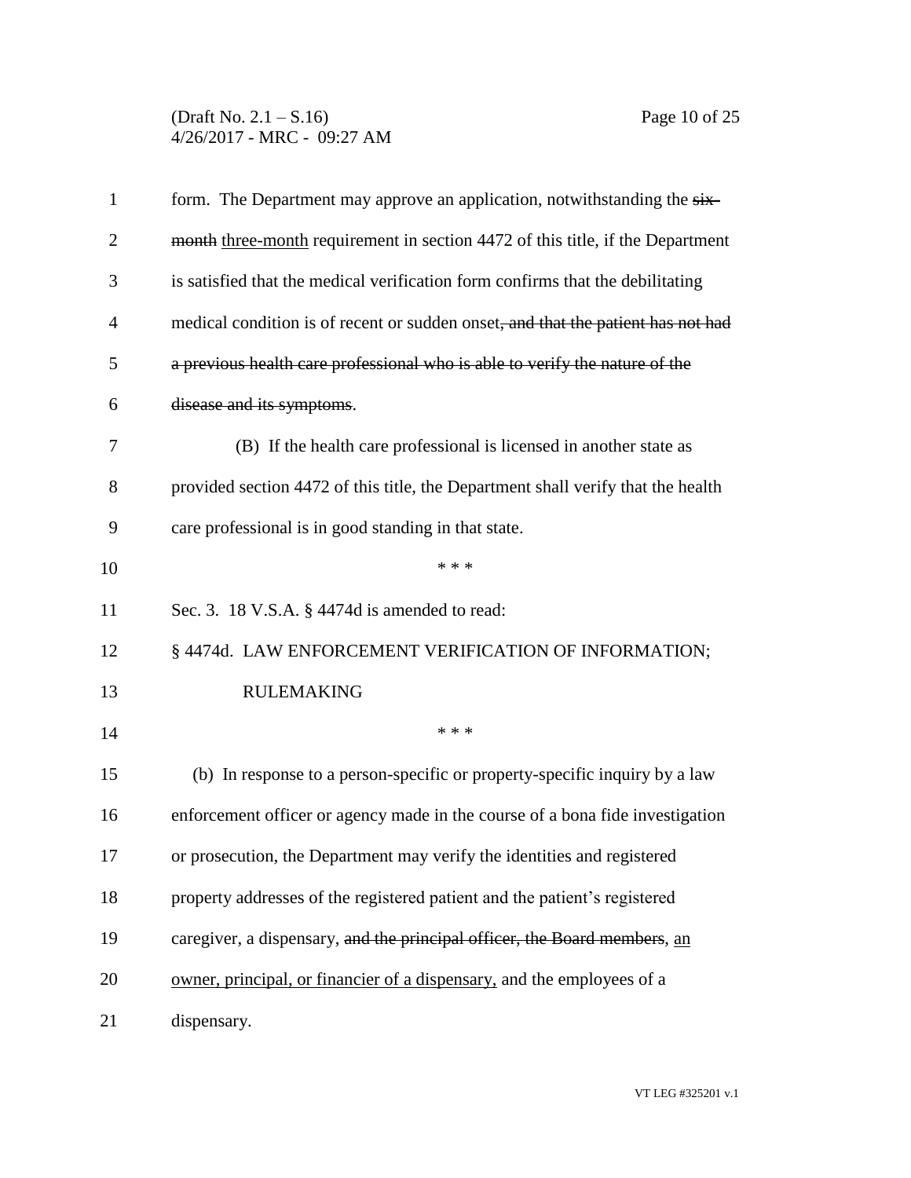form. The Department may approve an application, notwithstanding the ~~six-month~~ <u>three-month</u> requirement in section 4472 of this title, if the Department is satisfied that the medical verification form confirms that the debilitating medical condition is of recent or sudden onset~~, and that the patient has not had a previous health care professional who is able to verify the nature of the disease and its symptoms~~.

(B) If the health care professional is licensed in another state as provided section 4472 of this title, the Department shall verify that the health care professional is in good standing in that state.

\* \* \*

Sec. 3. 18 V.S.A. § 4474d is amended to read:

§ 4474d. LAW ENFORCEMENT VERIFICATION OF INFORMATION; RULEMAKING

\* \* \*

(b) In response to a person-specific or property-specific inquiry by a law enforcement officer or agency made in the course of a bona fide investigation or prosecution, the Department may verify the identities and registered property addresses of the registered patient and the patient's registered caregiver, a dispensary, ~~and the principal officer, the Board members~~, <u>an owner, principal, or financier of a dispensary,</u> and the employees of a dispensary.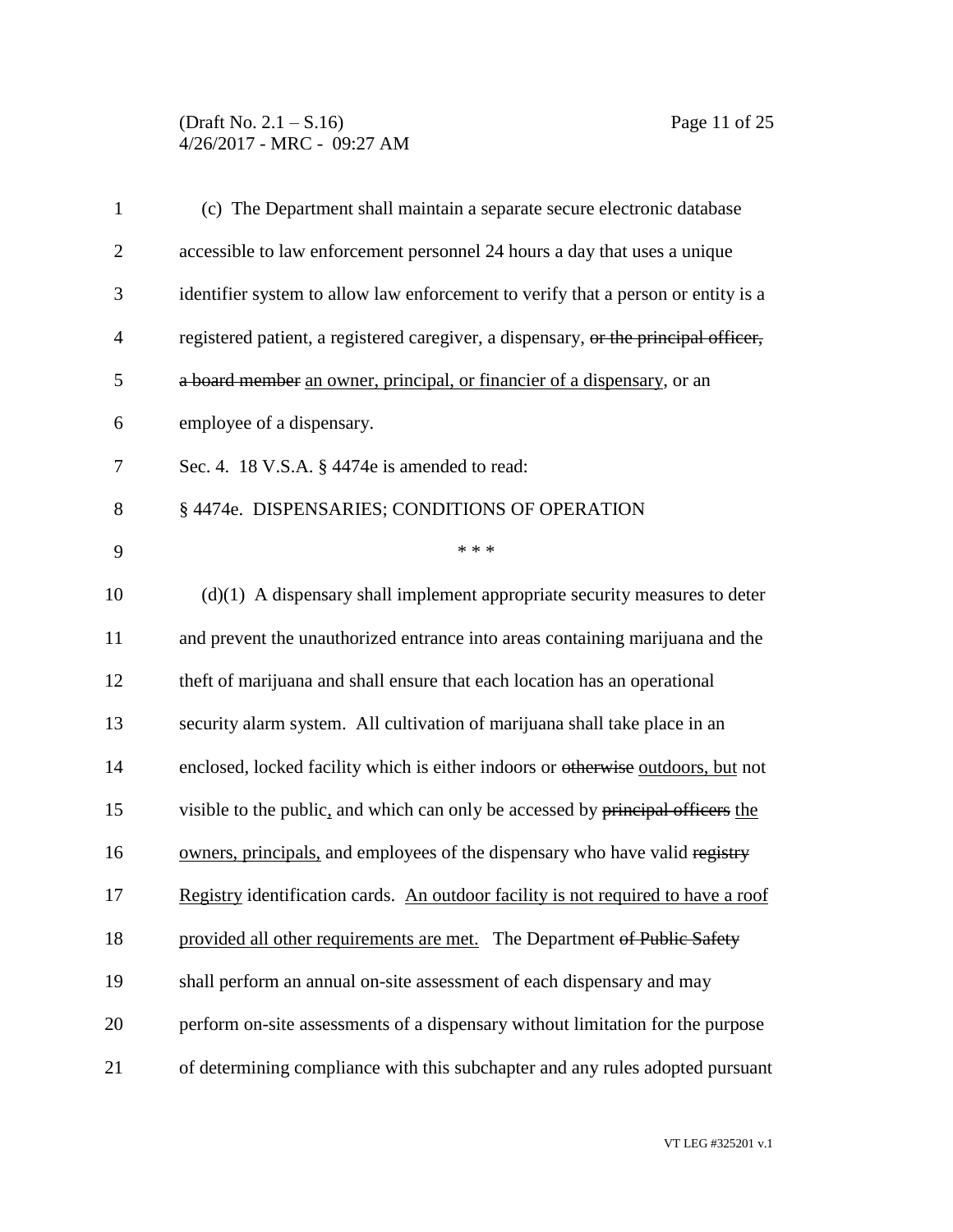(c) The Department shall maintain a separate secure electronic database accessible to law enforcement personnel 24 hours a day that uses a unique identifier system to allow law enforcement to verify that a person or entity is a registered patient, a registered caregiver, a dispensary, ~~or the principal officer, a board member~~ an owner, principal, or financier of a dispensary, or an employee of a dispensary.

Sec. 4. 18 V.S.A. § 4474e is amended to read:

§ 4474e. DISPENSARIES; CONDITIONS OF OPERATION

\* \* \*

(d)(1) A dispensary shall implement appropriate security measures to deter and prevent the unauthorized entrance into areas containing marijuana and the theft of marijuana and shall ensure that each location has an operational security alarm system. All cultivation of marijuana shall take place in an enclosed, locked facility which is either indoors or ~~otherwise~~ outdoors, but not visible to the public, and which can only be accessed by ~~principal officers~~ the owners, principals, and employees of the dispensary who have valid ~~registry~~ Registry identification cards. An outdoor facility is not required to have a roof provided all other requirements are met. The Department ~~of Public Safety~~ shall perform an annual on-site assessment of each dispensary and may perform on-site assessments of a dispensary without limitation for the purpose of determining compliance with this subchapter and any rules adopted pursuant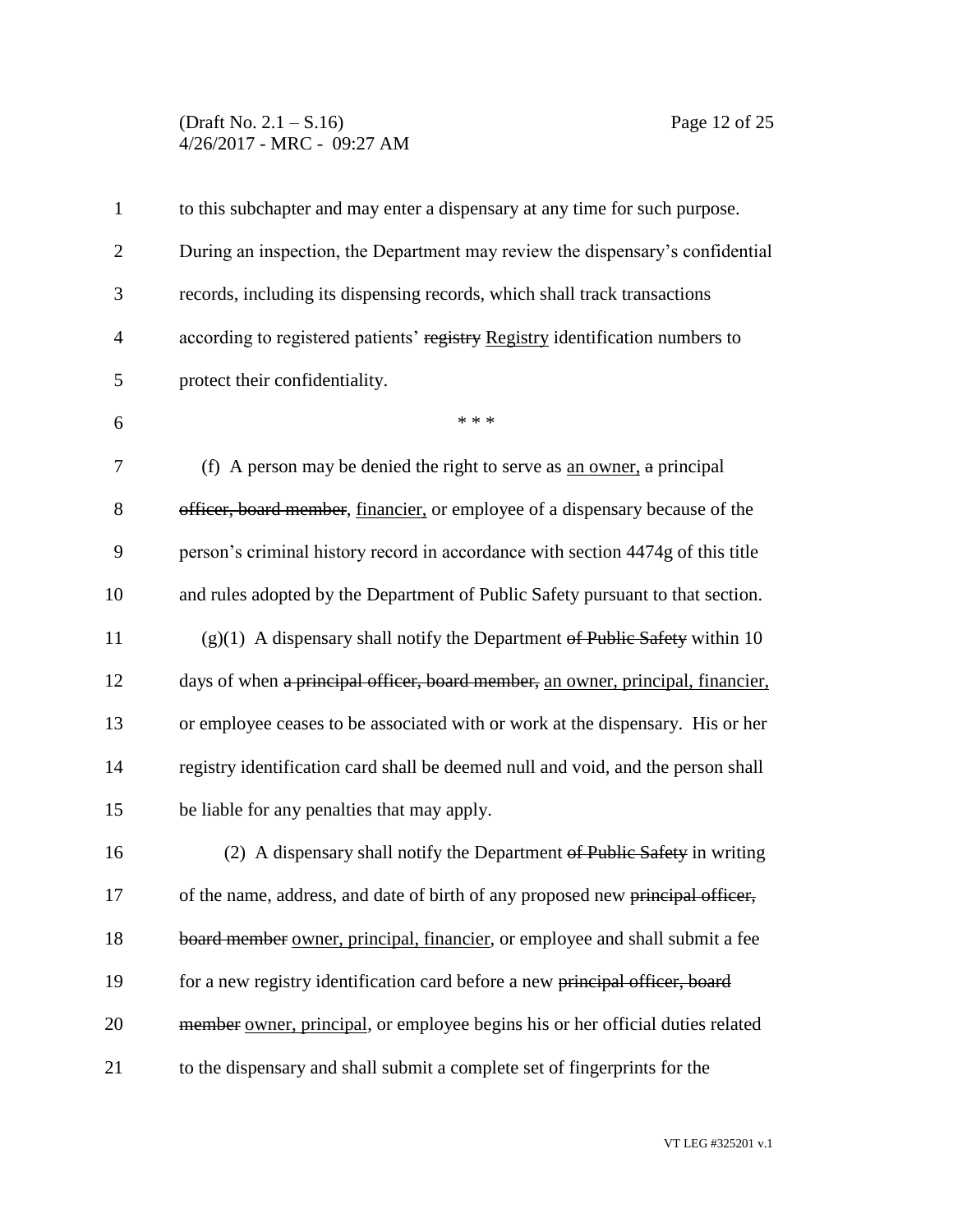to this subchapter and may enter a dispensary at any time for such purpose. During an inspection, the Department may review the dispensary's confidential records, including its dispensing records, which shall track transactions according to registered patients' ~~registry~~ Registry identification numbers to protect their confidentiality.

\* \* \*

(f) A person may be denied the right to serve as an owner, ~~a~~ principal ~~officer, board member~~, financier, or employee of a dispensary because of the person's criminal history record in accordance with section 4474g of this title and rules adopted by the Department of Public Safety pursuant to that section.

(g)(1) A dispensary shall notify the Department ~~of Public Safety~~ within 10 days of when ~~a principal officer, board member,~~ an owner, principal, financier, or employee ceases to be associated with or work at the dispensary. His or her registry identification card shall be deemed null and void, and the person shall be liable for any penalties that may apply.

(2) A dispensary shall notify the Department ~~of Public Safety~~ in writing of the name, address, and date of birth of any proposed new ~~principal officer, board member~~ owner, principal, financier, or employee and shall submit a fee for a new registry identification card before a new ~~principal officer, board member~~ owner, principal, or employee begins his or her official duties related to the dispensary and shall submit a complete set of fingerprints for the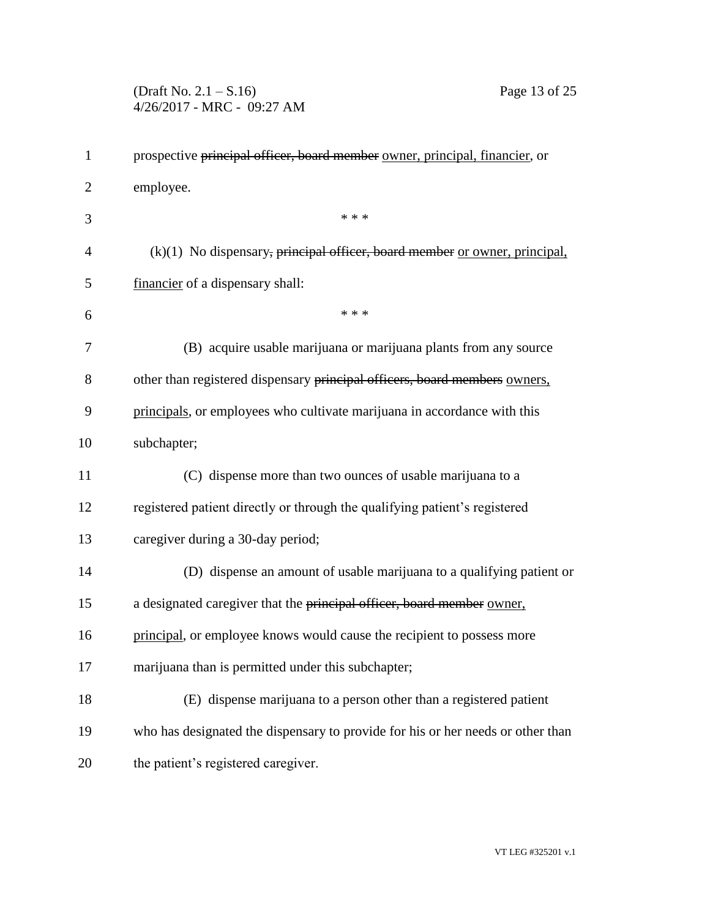prospective ~~principal officer, board member~~ owner, principal, financier, or employee.

\* \* \*

(k)(1) No dispensary~~, principal officer, board member~~ or owner, principal, financier of a dispensary shall:

\* \* \*

(B) acquire usable marijuana or marijuana plants from any source other than registered dispensary ~~principal officers, board members~~ owners, principals, or employees who cultivate marijuana in accordance with this subchapter;

(C) dispense more than two ounces of usable marijuana to a registered patient directly or through the qualifying patient's registered caregiver during a 30-day period;

(D) dispense an amount of usable marijuana to a qualifying patient or a designated caregiver that the ~~principal officer, board member~~ owner, principal, or employee knows would cause the recipient to possess more marijuana than is permitted under this subchapter;

(E) dispense marijuana to a person other than a registered patient who has designated the dispensary to provide for his or her needs or other than the patient's registered caregiver.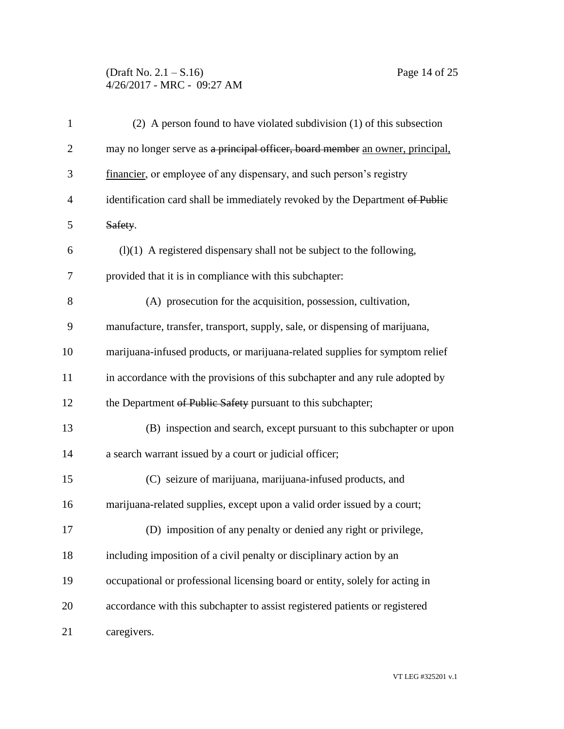(2) A person found to have violated subdivision (1) of this subsection may no longer serve as ~~a principal officer, board member~~ <u>an owner, principal, financier</u>, or employee of any dispensary, and such person's registry identification card shall be immediately revoked by the Department ~~of Public Safety~~.

(l)(1) A registered dispensary shall not be subject to the following, provided that it is in compliance with this subchapter:

(A) prosecution for the acquisition, possession, cultivation, manufacture, transfer, transport, supply, sale, or dispensing of marijuana, marijuana-infused products, or marijuana-related supplies for symptom relief in accordance with the provisions of this subchapter and any rule adopted by the Department ~~of Public Safety~~ pursuant to this subchapter;

(B) inspection and search, except pursuant to this subchapter or upon a search warrant issued by a court or judicial officer;

(C) seizure of marijuana, marijuana-infused products, and marijuana-related supplies, except upon a valid order issued by a court;

(D) imposition of any penalty or denied any right or privilege, including imposition of a civil penalty or disciplinary action by an occupational or professional licensing board or entity, solely for acting in accordance with this subchapter to assist registered patients or registered caregivers.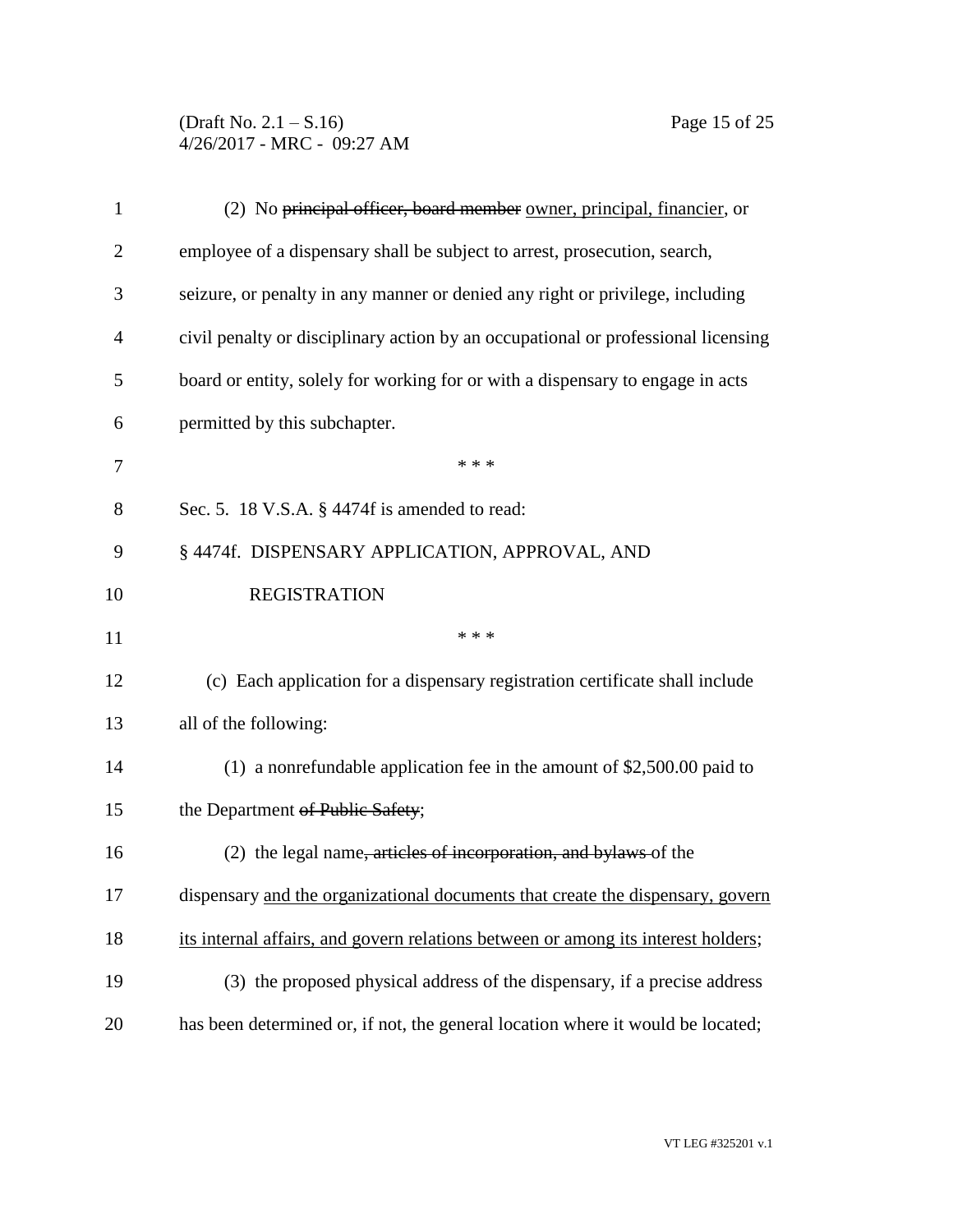(2) No ~~principal officer, board member~~ <u>owner, principal, financier</u>, or employee of a dispensary shall be subject to arrest, prosecution, search, seizure, or penalty in any manner or denied any right or privilege, including civil penalty or disciplinary action by an occupational or professional licensing board or entity, solely for working for or with a dispensary to engage in acts permitted by this subchapter.

\* \* \*

Sec. 5. 18 V.S.A. § 4474f is amended to read:

§ 4474f. DISPENSARY APPLICATION, APPROVAL, AND REGISTRATION

\* \* \*

(c) Each application for a dispensary registration certificate shall include all of the following:

(1) a nonrefundable application fee in the amount of $2,500.00 paid to the Department ~~of Public Safety~~;

(2) the legal name~~, articles of incorporation, and bylaws~~ of the dispensary <u>and the organizational documents that create the dispensary, govern its internal affairs, and govern relations between or among its interest holders</u>;

(3) the proposed physical address of the dispensary, if a precise address has been determined or, if not, the general location where it would be located;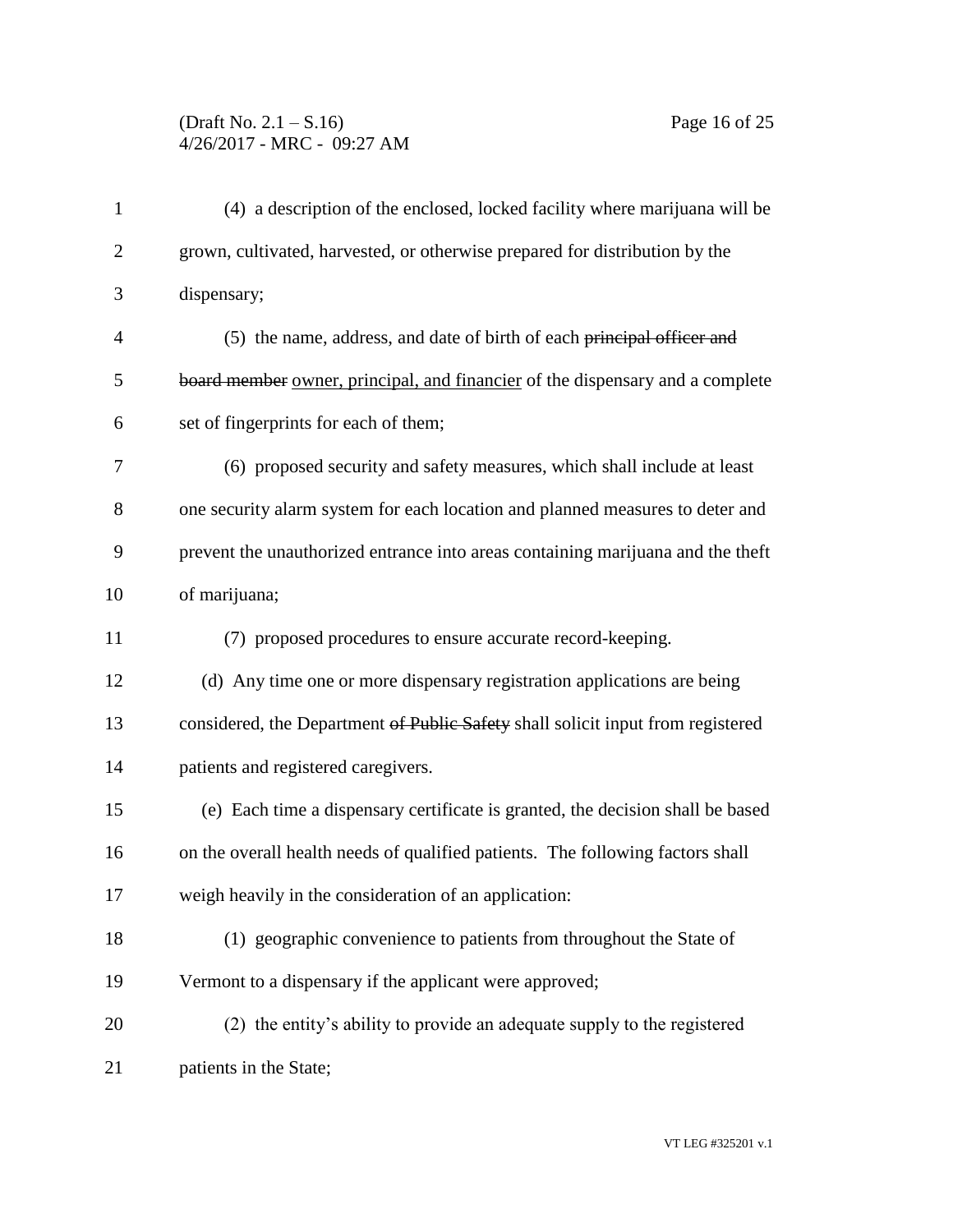(4) a description of the enclosed, locked facility where marijuana will be grown, cultivated, harvested, or otherwise prepared for distribution by the dispensary;

(5) the name, address, and date of birth of each ~~principal officer and board member~~ owner, principal, and financier of the dispensary and a complete set of fingerprints for each of them;

(6) proposed security and safety measures, which shall include at least one security alarm system for each location and planned measures to deter and prevent the unauthorized entrance into areas containing marijuana and the theft of marijuana;

(7) proposed procedures to ensure accurate record-keeping.

(d) Any time one or more dispensary registration applications are being considered, the Department ~~of Public Safety~~ shall solicit input from registered patients and registered caregivers.

(e) Each time a dispensary certificate is granted, the decision shall be based on the overall health needs of qualified patients. The following factors shall weigh heavily in the consideration of an application:

(1) geographic convenience to patients from throughout the State of Vermont to a dispensary if the applicant were approved;

(2) the entity's ability to provide an adequate supply to the registered patients in the State;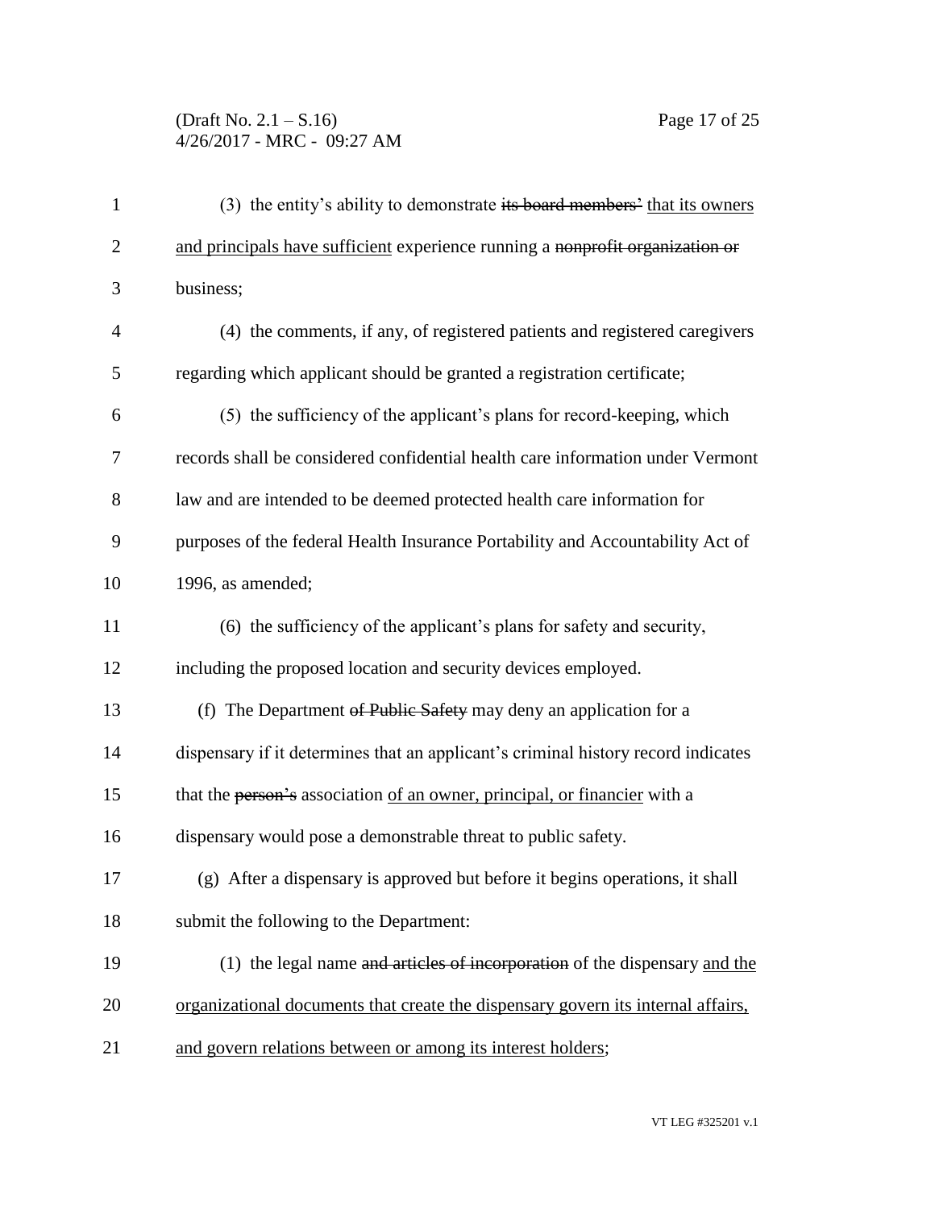(3) the entity's ability to demonstrate ~~its board members'~~ <u>that its owners and principals have sufficient</u> experience running a ~~nonprofit organization or~~ business;

(4) the comments, if any, of registered patients and registered caregivers regarding which applicant should be granted a registration certificate;

(5) the sufficiency of the applicant's plans for record-keeping, which records shall be considered confidential health care information under Vermont law and are intended to be deemed protected health care information for purposes of the federal Health Insurance Portability and Accountability Act of 1996, as amended;

(6) the sufficiency of the applicant's plans for safety and security, including the proposed location and security devices employed.

(f) The Department ~~of Public Safety~~ may deny an application for a dispensary if it determines that an applicant's criminal history record indicates that the ~~person's~~ association <u>of an owner, principal, or financier</u> with a dispensary would pose a demonstrable threat to public safety.

(g) After a dispensary is approved but before it begins operations, it shall submit the following to the Department:

(1) the legal name ~~and articles of incorporation~~ of the dispensary <u>and the organizational documents that create the dispensary govern its internal affairs, and govern relations between or among its interest holders</u>;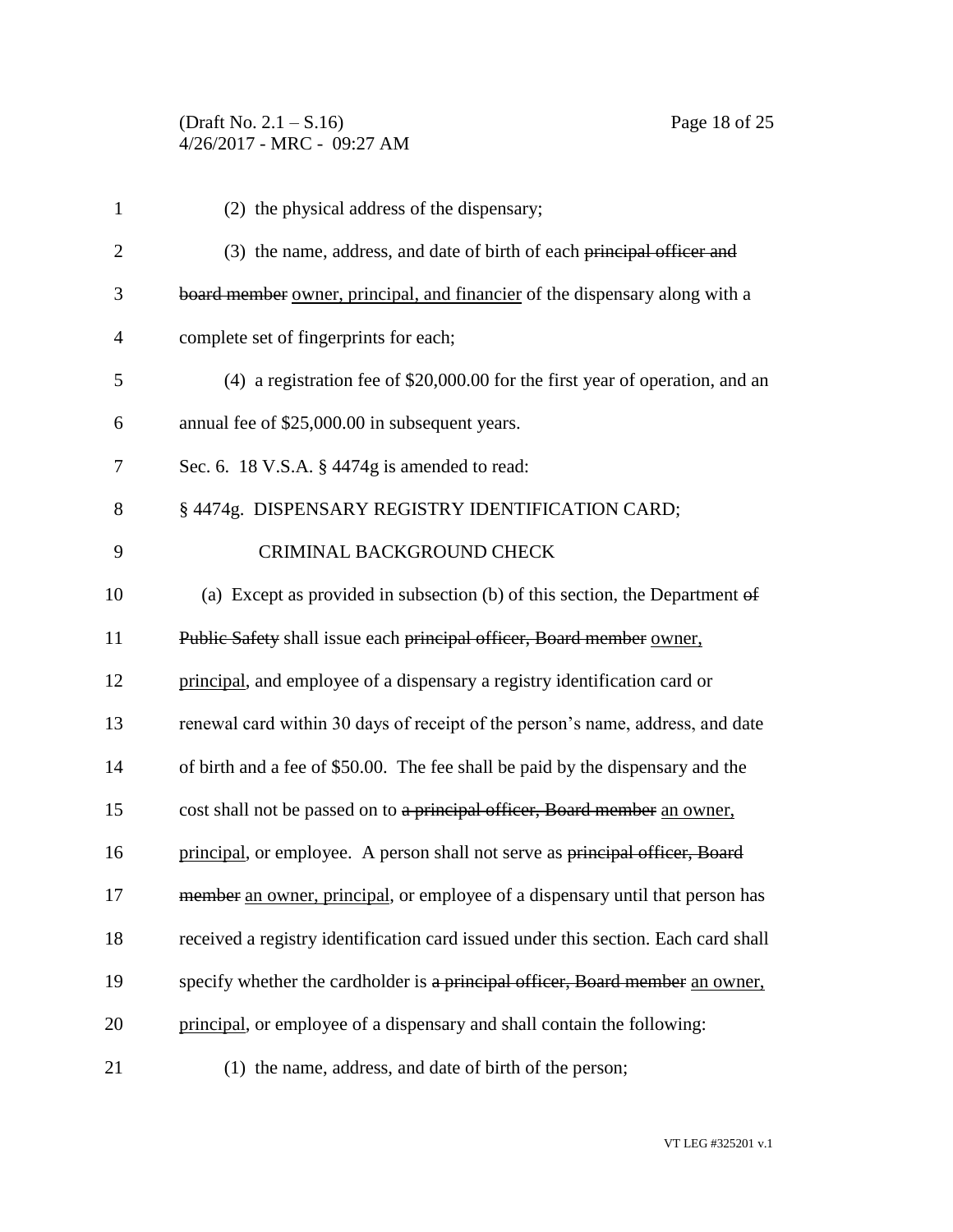(2) the physical address of the dispensary;

(3) the name, address, and date of birth of each ~~principal officer and board member~~ <u>owner, principal, and financier</u> of the dispensary along with a complete set of fingerprints for each;

(4) a registration fee of \$20,000.00 for the first year of operation, and an annual fee of \$25,000.00 in subsequent years.

Sec. 6. 18 V.S.A. § 4474g is amended to read:

§ 4474g. DISPENSARY REGISTRY IDENTIFICATION CARD; CRIMINAL BACKGROUND CHECK

(a) Except as provided in subsection (b) of this section, the Department ~~of Public Safety~~ shall issue each ~~principal officer, Board member~~ <u>owner, principal</u>, and employee of a dispensary a registry identification card or renewal card within 30 days of receipt of the person's name, address, and date of birth and a fee of \$50.00. The fee shall be paid by the dispensary and the cost shall not be passed on to ~~a principal officer, Board member~~ <u>an owner, principal</u>, or employee. A person shall not serve as ~~principal officer, Board member~~ <u>an owner, principal</u>, or employee of a dispensary until that person has received a registry identification card issued under this section. Each card shall specify whether the cardholder is ~~a principal officer, Board member~~ <u>an owner, principal</u>, or employee of a dispensary and shall contain the following:

(1) the name, address, and date of birth of the person;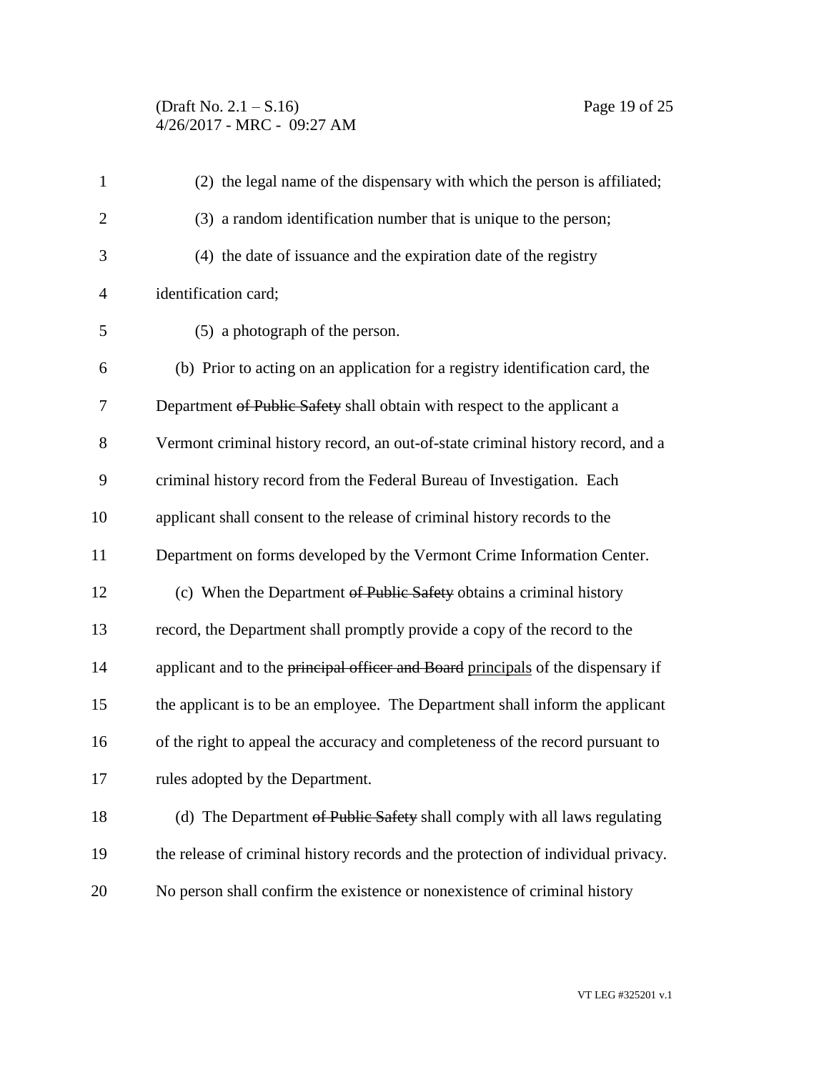(2) the legal name of the dispensary with which the person is affiliated;

(3) a random identification number that is unique to the person;

(4) the date of issuance and the expiration date of the registry identification card;

(5) a photograph of the person.

(b) Prior to acting on an application for a registry identification card, the Department ~~of Public Safety~~ shall obtain with respect to the applicant a Vermont criminal history record, an out-of-state criminal history record, and a criminal history record from the Federal Bureau of Investigation. Each applicant shall consent to the release of criminal history records to the Department on forms developed by the Vermont Crime Information Center.

(c) When the Department ~~of Public Safety~~ obtains a criminal history record, the Department shall promptly provide a copy of the record to the applicant and to the ~~principal officer and Board~~ <u>principals</u> of the dispensary if the applicant is to be an employee. The Department shall inform the applicant of the right to appeal the accuracy and completeness of the record pursuant to rules adopted by the Department.

(d) The Department ~~of Public Safety~~ shall comply with all laws regulating the release of criminal history records and the protection of individual privacy. No person shall confirm the existence or nonexistence of criminal history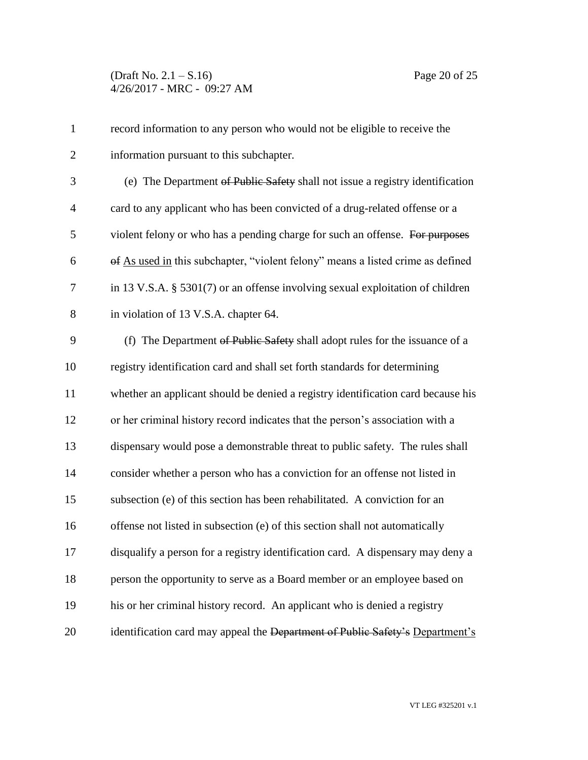record information to any person who would not be eligible to receive the information pursuant to this subchapter.

(e) The Department ~~of Public Safety~~ shall not issue a registry identification card to any applicant who has been convicted of a drug-related offense or a violent felony or who has a pending charge for such an offense. ~~For purposes of~~ As used in this subchapter, "violent felony" means a listed crime as defined in 13 V.S.A. § 5301(7) or an offense involving sexual exploitation of children in violation of 13 V.S.A. chapter 64.

(f) The Department ~~of Public Safety~~ shall adopt rules for the issuance of a registry identification card and shall set forth standards for determining whether an applicant should be denied a registry identification card because his or her criminal history record indicates that the person's association with a dispensary would pose a demonstrable threat to public safety. The rules shall consider whether a person who has a conviction for an offense not listed in subsection (e) of this section has been rehabilitated. A conviction for an offense not listed in subsection (e) of this section shall not automatically disqualify a person for a registry identification card. A dispensary may deny a person the opportunity to serve as a Board member or an employee based on his or her criminal history record. An applicant who is denied a registry identification card may appeal the ~~Department of Public Safety's~~ Department's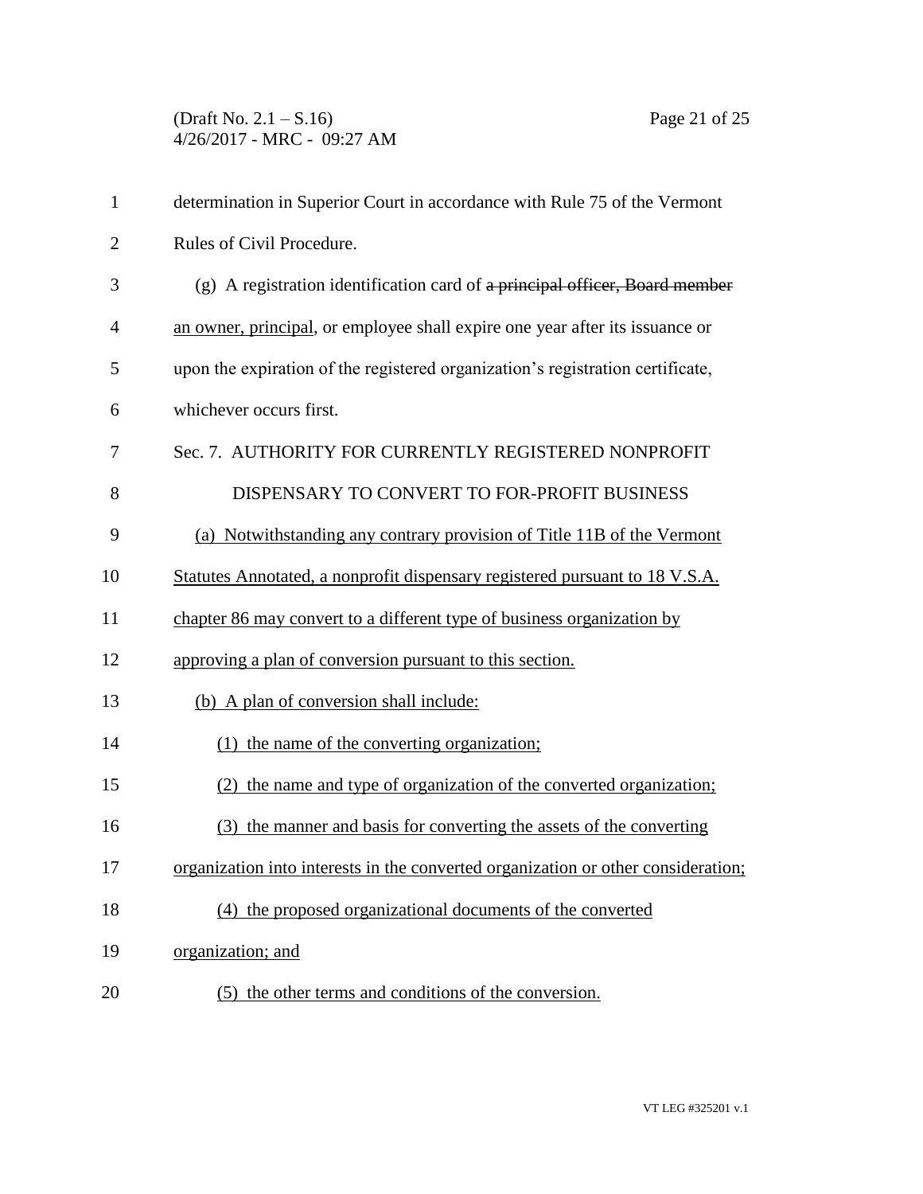determination in Superior Court in accordance with Rule 75 of the Vermont Rules of Civil Procedure.

(g) A registration identification card of ~~a principal officer, Board member~~ an owner, principal, or employee shall expire one year after its issuance or upon the expiration of the registered organization's registration certificate, whichever occurs first.

Sec. 7. AUTHORITY FOR CURRENTLY REGISTERED NONPROFIT DISPENSARY TO CONVERT TO FOR-PROFIT BUSINESS

(a) Notwithstanding any contrary provision of Title 11B of the Vermont Statutes Annotated, a nonprofit dispensary registered pursuant to 18 V.S.A. chapter 86 may convert to a different type of business organization by approving a plan of conversion pursuant to this section.

(b) A plan of conversion shall include:

(1) the name of the converting organization;

(2) the name and type of organization of the converted organization;

(3) the manner and basis for converting the assets of the converting organization into interests in the converted organization or other consideration;

(4) the proposed organizational documents of the converted organization; and

(5) the other terms and conditions of the conversion.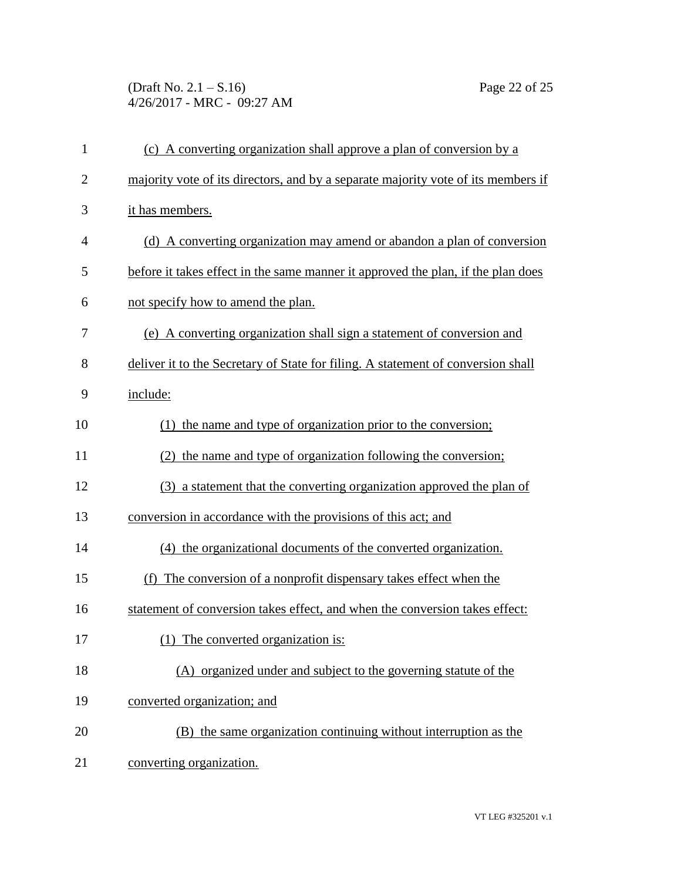(c) A converting organization shall approve a plan of conversion by a majority vote of its directors, and by a separate majority vote of its members if it has members.

(d) A converting organization may amend or abandon a plan of conversion before it takes effect in the same manner it approved the plan, if the plan does not specify how to amend the plan.

(e) A converting organization shall sign a statement of conversion and deliver it to the Secretary of State for filing. A statement of conversion shall include:

(1) the name and type of organization prior to the conversion;

(2) the name and type of organization following the conversion;

(3) a statement that the converting organization approved the plan of conversion in accordance with the provisions of this act; and

(4) the organizational documents of the converted organization.

(f) The conversion of a nonprofit dispensary takes effect when the statement of conversion takes effect, and when the conversion takes effect:

(1) The converted organization is:

(A) organized under and subject to the governing statute of the converted organization; and

(B) the same organization continuing without interruption as the converting organization.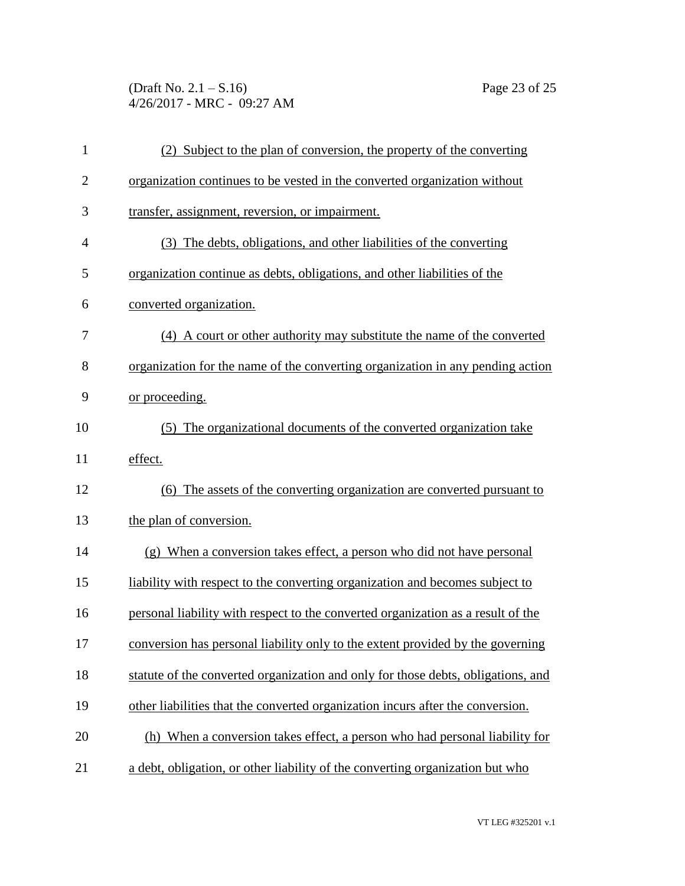(2) Subject to the plan of conversion, the property of the converting organization continues to be vested in the converted organization without transfer, assignment, reversion, or impairment.

(3) The debts, obligations, and other liabilities of the converting organization continue as debts, obligations, and other liabilities of the converted organization.

(4) A court or other authority may substitute the name of the converted organization for the name of the converting organization in any pending action or proceeding.

(5) The organizational documents of the converted organization take effect.

(6) The assets of the converting organization are converted pursuant to the plan of conversion.

(g) When a conversion takes effect, a person who did not have personal liability with respect to the converting organization and becomes subject to personal liability with respect to the converted organization as a result of the conversion has personal liability only to the extent provided by the governing statute of the converted organization and only for those debts, obligations, and other liabilities that the converted organization incurs after the conversion.

(h) When a conversion takes effect, a person who had personal liability for a debt, obligation, or other liability of the converting organization but who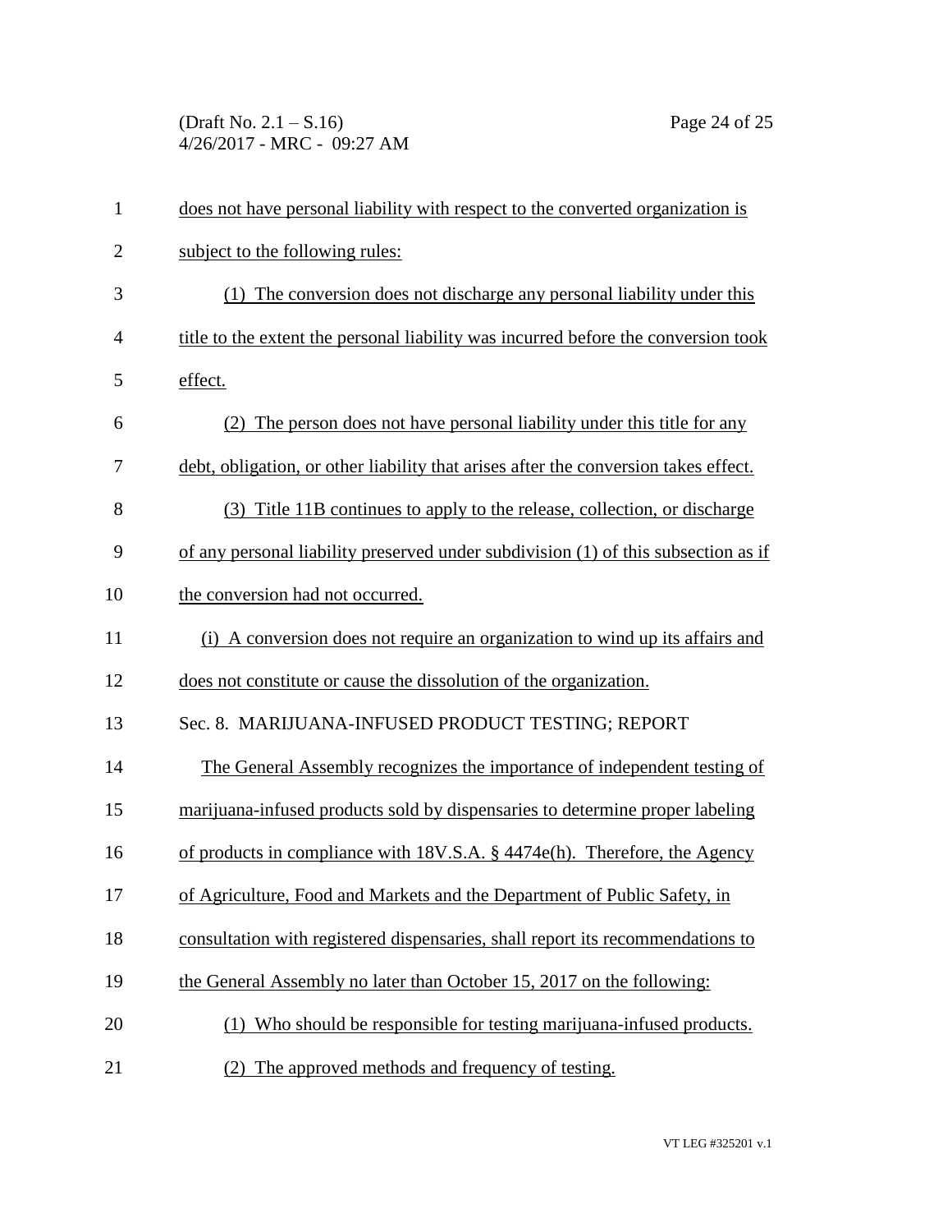does not have personal liability with respect to the converted organization is subject to the following rules:

(1) The conversion does not discharge any personal liability under this title to the extent the personal liability was incurred before the conversion took effect.

(2) The person does not have personal liability under this title for any debt, obligation, or other liability that arises after the conversion takes effect.

(3) Title 11B continues to apply to the release, collection, or discharge of any personal liability preserved under subdivision (1) of this subsection as if the conversion had not occurred.

(i) A conversion does not require an organization to wind up its affairs and does not constitute or cause the dissolution of the organization.

Sec. 8. MARIJUANA-INFUSED PRODUCT TESTING; REPORT

The General Assembly recognizes the importance of independent testing of marijuana-infused products sold by dispensaries to determine proper labeling of products in compliance with 18V.S.A. § 4474e(h). Therefore, the Agency of Agriculture, Food and Markets and the Department of Public Safety, in consultation with registered dispensaries, shall report its recommendations to the General Assembly no later than October 15, 2017 on the following:

(1) Who should be responsible for testing marijuana-infused products.

(2) The approved methods and frequency of testing.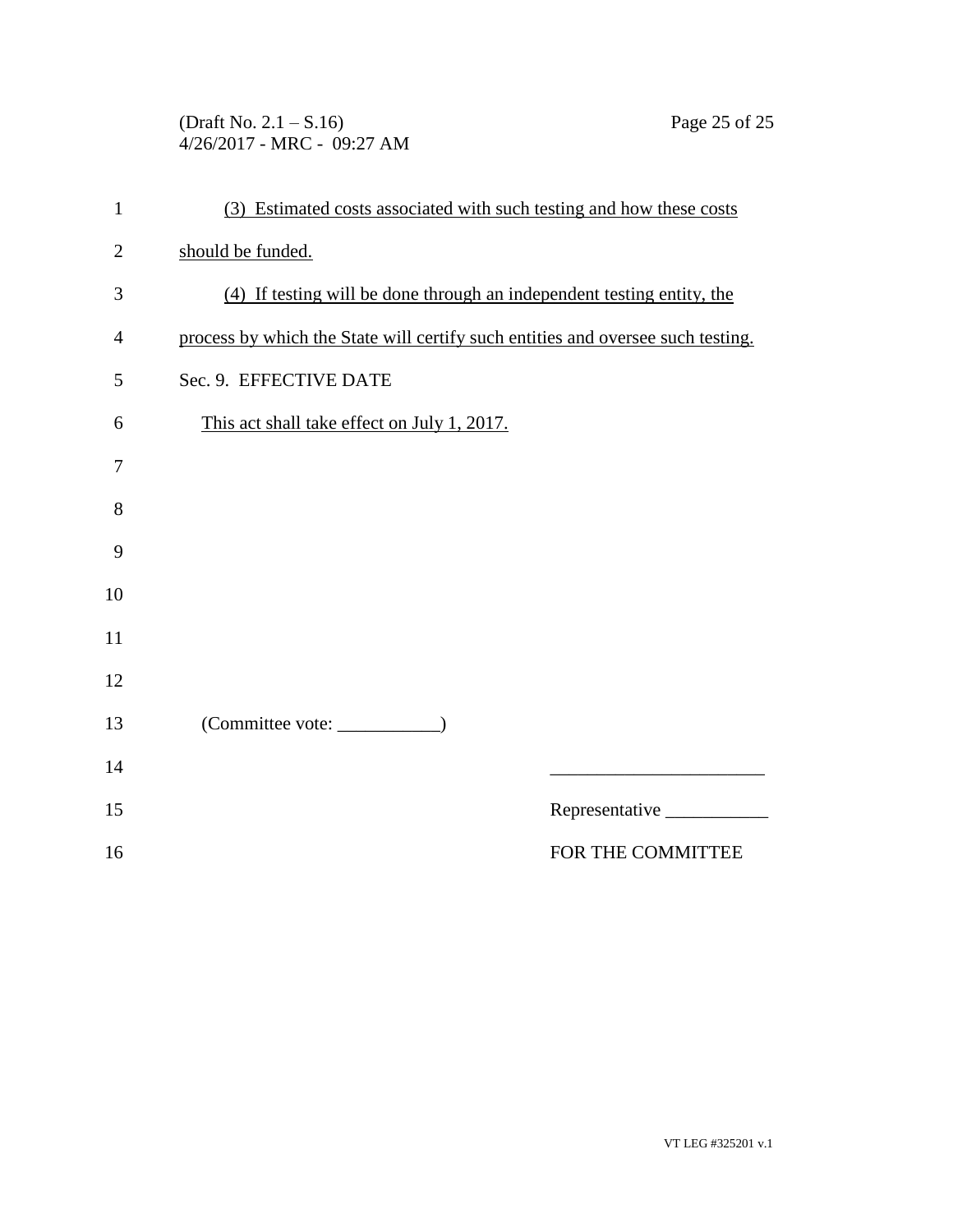(3) Estimated costs associated with such testing and how these costs should be funded.

(4) If testing will be done through an independent testing entity, the process by which the State will certify such entities and oversee such testing.

Sec. 9. EFFECTIVE DATE

This act shall take effect on July 1, 2017.

(Committee vote: ___________)

_______________________

Representative ___________

FOR THE COMMITTEE